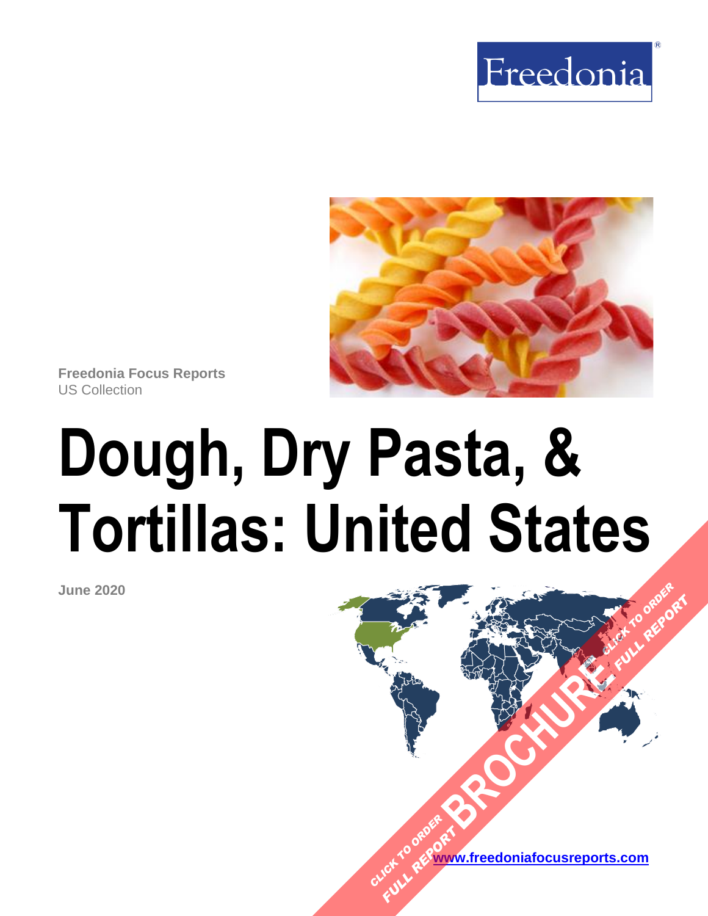Freedonia

Freedonia Focus Reports
US Collection

# Dough, Dry Pasta, & Tortillas: United States

June 2020

CLICK TO ORDER FULL REPORT BROCHURE CLICK TO ORDER FULL REPORT

www.freedoniafocusreports.com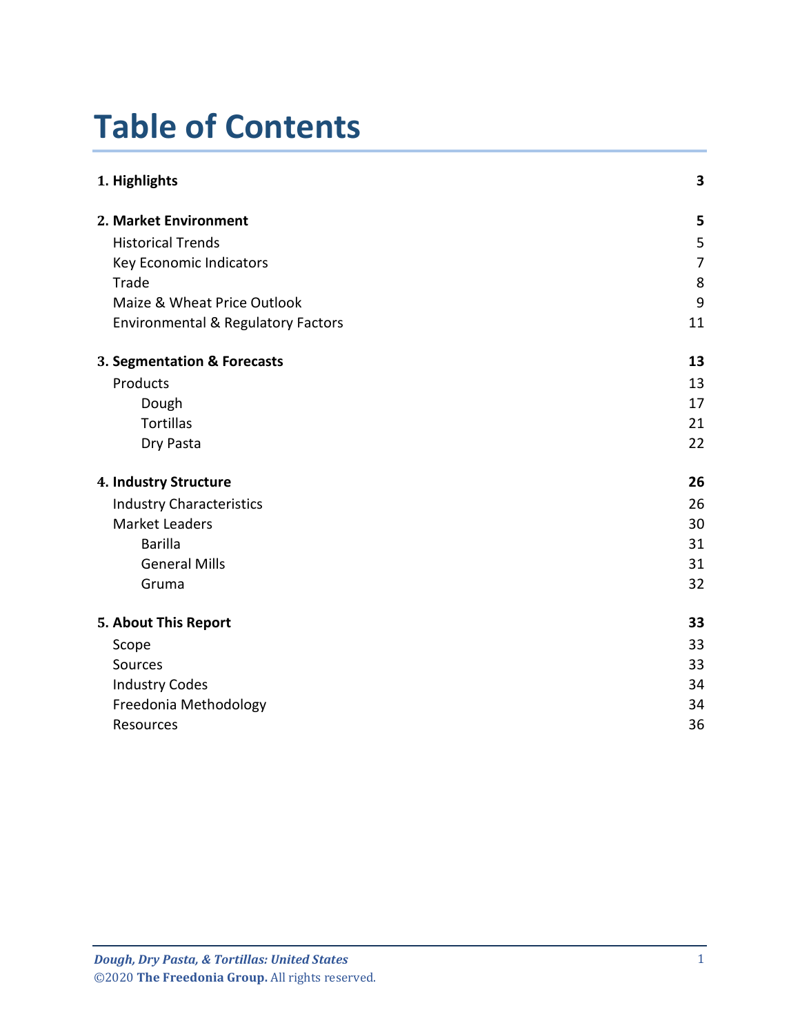# Table of Contents

| | |
|---|---|
| **1. Highlights** | **3** |
| **2. Market Environment** | **5** |
| Historical Trends | 5 |
| Key Economic Indicators | 7 |
| Trade | 8 |
| Maize & Wheat Price Outlook | 9 |
| Environmental & Regulatory Factors | 11 |
| **3. Segmentation & Forecasts** | **13** |
| Products | 13 |
| Dough | 17 |
| Tortillas | 21 |
| Dry Pasta | 22 |
| **4. Industry Structure** | **26** |
| Industry Characteristics | 26 |
| Market Leaders | 30 |
| Barilla | 31 |
| General Mills | 31 |
| Gruma | 32 |
| **5. About This Report** | **33** |
| Scope | 33 |
| Sources | 33 |
| Industry Codes | 34 |
| Freedonia Methodology | 34 |
| Resources | 36 |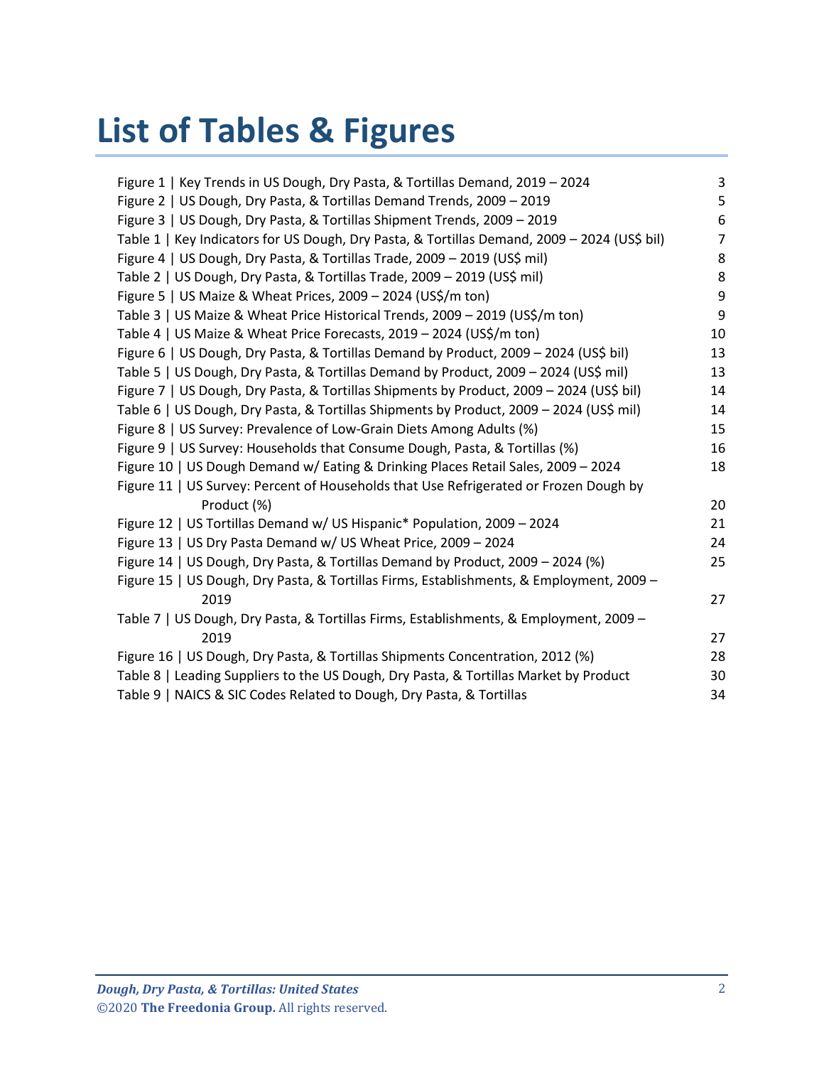# List of Tables & Figures

| | |
|---|---|
| Figure 1 \| Key Trends in US Dough, Dry Pasta, & Tortillas Demand, 2019 – 2024 | 3 |
| Figure 2 \| US Dough, Dry Pasta, & Tortillas Demand Trends, 2009 – 2019 | 5 |
| Figure 3 \| US Dough, Dry Pasta, & Tortillas Shipment Trends, 2009 – 2019 | 6 |
| Table 1 \| Key Indicators for US Dough, Dry Pasta, & Tortillas Demand, 2009 – 2024 (US$ bil) | 7 |
| Figure 4 \| US Dough, Dry Pasta, & Tortillas Trade, 2009 – 2019 (US$ mil) | 8 |
| Table 2 \| US Dough, Dry Pasta, & Tortillas Trade, 2009 – 2019 (US$ mil) | 8 |
| Figure 5 \| US Maize & Wheat Prices, 2009 – 2024 (US$/m ton) | 9 |
| Table 3 \| US Maize & Wheat Price Historical Trends, 2009 – 2019 (US$/m ton) | 9 |
| Table 4 \| US Maize & Wheat Price Forecasts, 2019 – 2024 (US$/m ton) | 10 |
| Figure 6 \| US Dough, Dry Pasta, & Tortillas Demand by Product, 2009 – 2024 (US$ bil) | 13 |
| Table 5 \| US Dough, Dry Pasta, & Tortillas Demand by Product, 2009 – 2024 (US$ mil) | 13 |
| Figure 7 \| US Dough, Dry Pasta, & Tortillas Shipments by Product, 2009 – 2024 (US$ bil) | 14 |
| Table 6 \| US Dough, Dry Pasta, & Tortillas Shipments by Product, 2009 – 2024 (US$ mil) | 14 |
| Figure 8 \| US Survey: Prevalence of Low-Grain Diets Among Adults (%) | 15 |
| Figure 9 \| US Survey: Households that Consume Dough, Pasta, & Tortillas (%) | 16 |
| Figure 10 \| US Dough Demand w/ Eating & Drinking Places Retail Sales, 2009 – 2024 | 18 |
| Figure 11 \| US Survey: Percent of Households that Use Refrigerated or Frozen Dough by Product (%) | 20 |
| Figure 12 \| US Tortillas Demand w/ US Hispanic* Population, 2009 – 2024 | 21 |
| Figure 13 \| US Dry Pasta Demand w/ US Wheat Price, 2009 – 2024 | 24 |
| Figure 14 \| US Dough, Dry Pasta, & Tortillas Demand by Product, 2009 – 2024 (%) | 25 |
| Figure 15 \| US Dough, Dry Pasta, & Tortillas Firms, Establishments, & Employment, 2009 – 2019 | 27 |
| Table 7 \| US Dough, Dry Pasta, & Tortillas Firms, Establishments, & Employment, 2009 – 2019 | 27 |
| Figure 16 \| US Dough, Dry Pasta, & Tortillas Shipments Concentration, 2012 (%) | 28 |
| Table 8 \| Leading Suppliers to the US Dough, Dry Pasta, & Tortillas Market by Product | 30 |
| Table 9 \| NAICS & SIC Codes Related to Dough, Dry Pasta, & Tortillas | 34 |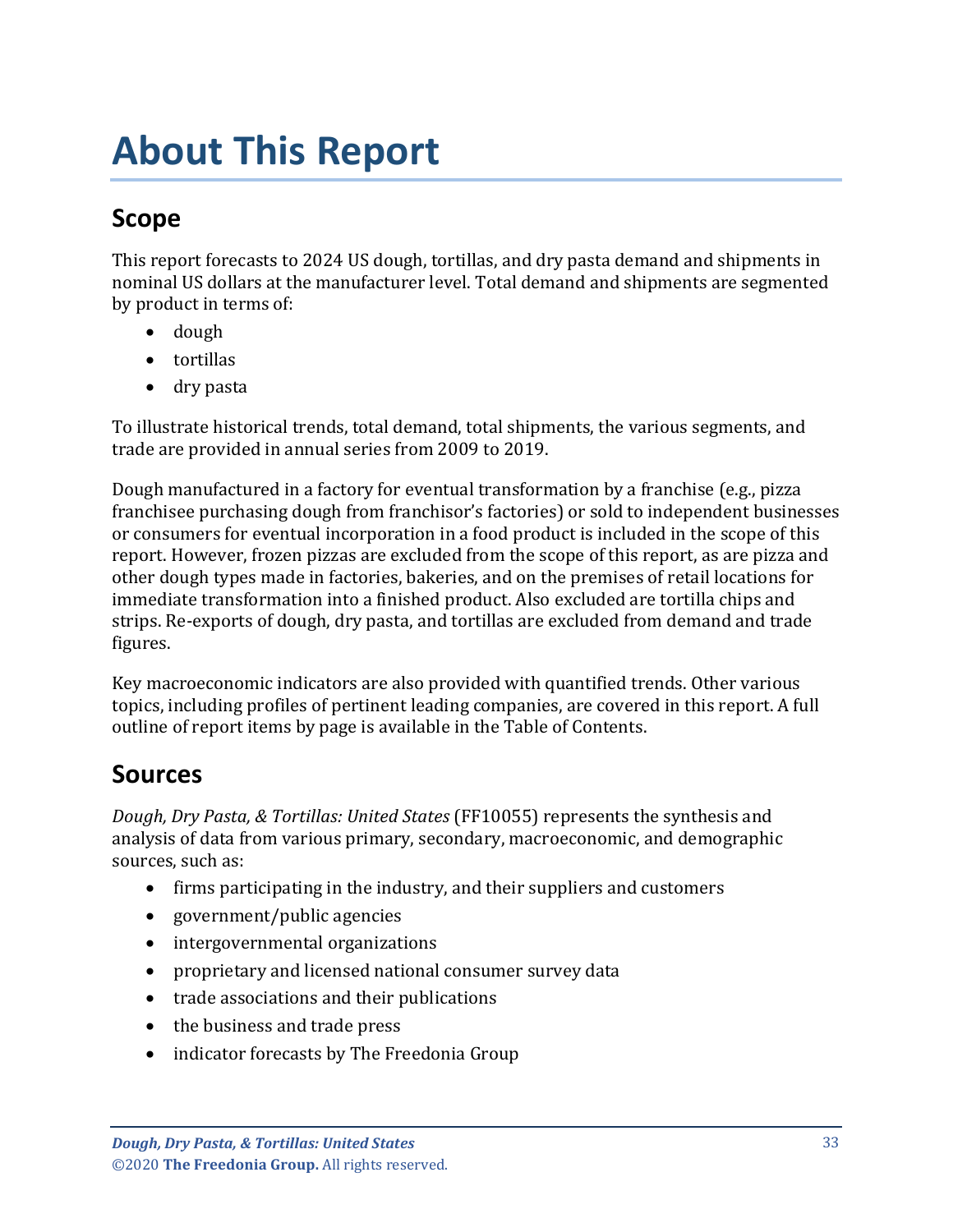# About This Report

## Scope

This report forecasts to 2024 US dough, tortillas, and dry pasta demand and shipments in nominal US dollars at the manufacturer level. Total demand and shipments are segmented by product in terms of:

- dough
- tortillas
- dry pasta

To illustrate historical trends, total demand, total shipments, the various segments, and trade are provided in annual series from 2009 to 2019.

Dough manufactured in a factory for eventual transformation by a franchise (e.g., pizza franchisee purchasing dough from franchisor's factories) or sold to independent businesses or consumers for eventual incorporation in a food product is included in the scope of this report. However, frozen pizzas are excluded from the scope of this report, as are pizza and other dough types made in factories, bakeries, and on the premises of retail locations for immediate transformation into a finished product. Also excluded are tortilla chips and strips. Re-exports of dough, dry pasta, and tortillas are excluded from demand and trade figures.

Key macroeconomic indicators are also provided with quantified trends. Other various topics, including profiles of pertinent leading companies, are covered in this report. A full outline of report items by page is available in the Table of Contents.

## Sources

*Dough, Dry Pasta, & Tortillas: United States* (FF10055) represents the synthesis and analysis of data from various primary, secondary, macroeconomic, and demographic sources, such as:

- firms participating in the industry, and their suppliers and customers
- government/public agencies
- intergovernmental organizations
- proprietary and licensed national consumer survey data
- trade associations and their publications
- the business and trade press
- indicator forecasts by The Freedonia Group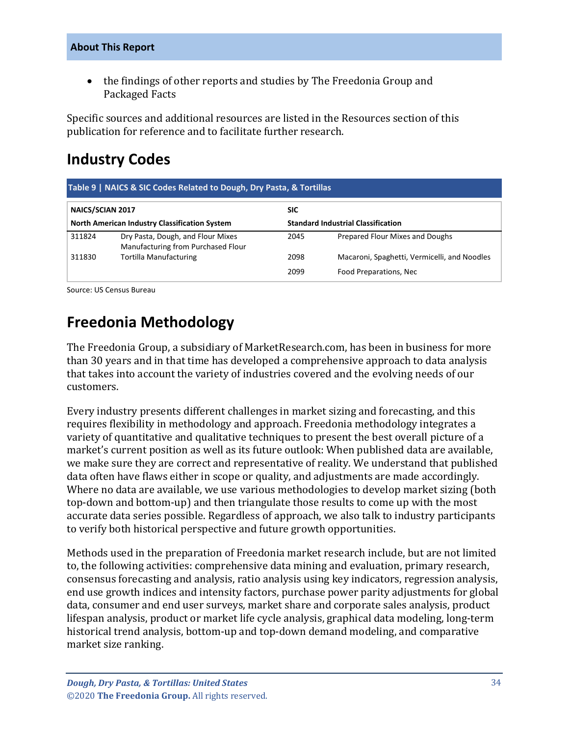- the findings of other reports and studies by The Freedonia Group and Packaged Facts

Specific sources and additional resources are listed in the Resources section of this publication for reference and to facilitate further research.

## Industry Codes

**Table 9 | NAICS & SIC Codes Related to Dough, Dry Pasta, & Tortillas**

| NAICS/SCIAN 2017 | | SIC | |
|---|---|---|---|
| **North American Industry Classification System** | | **Standard Industrial Classification** | |
| 311824 | Dry Pasta, Dough, and Flour Mixes Manufacturing from Purchased Flour | 2045 | Prepared Flour Mixes and Doughs |
| 311830 | Tortilla Manufacturing | 2098 | Macaroni, Spaghetti, Vermicelli, and Noodles |
| | | 2099 | Food Preparations, Nec |

Source: US Census Bureau

## Freedonia Methodology

The Freedonia Group, a subsidiary of MarketResearch.com, has been in business for more than 30 years and in that time has developed a comprehensive approach to data analysis that takes into account the variety of industries covered and the evolving needs of our customers.

Every industry presents different challenges in market sizing and forecasting, and this requires flexibility in methodology and approach. Freedonia methodology integrates a variety of quantitative and qualitative techniques to present the best overall picture of a market's current position as well as its future outlook: When published data are available, we make sure they are correct and representative of reality. We understand that published data often have flaws either in scope or quality, and adjustments are made accordingly. Where no data are available, we use various methodologies to develop market sizing (both top-down and bottom-up) and then triangulate those results to come up with the most accurate data series possible. Regardless of approach, we also talk to industry participants to verify both historical perspective and future growth opportunities.

Methods used in the preparation of Freedonia market research include, but are not limited to, the following activities: comprehensive data mining and evaluation, primary research, consensus forecasting and analysis, ratio analysis using key indicators, regression analysis, end use growth indices and intensity factors, purchase power parity adjustments for global data, consumer and end user surveys, market share and corporate sales analysis, product lifespan analysis, product or market life cycle analysis, graphical data modeling, long-term historical trend analysis, bottom-up and top-down demand modeling, and comparative market size ranking.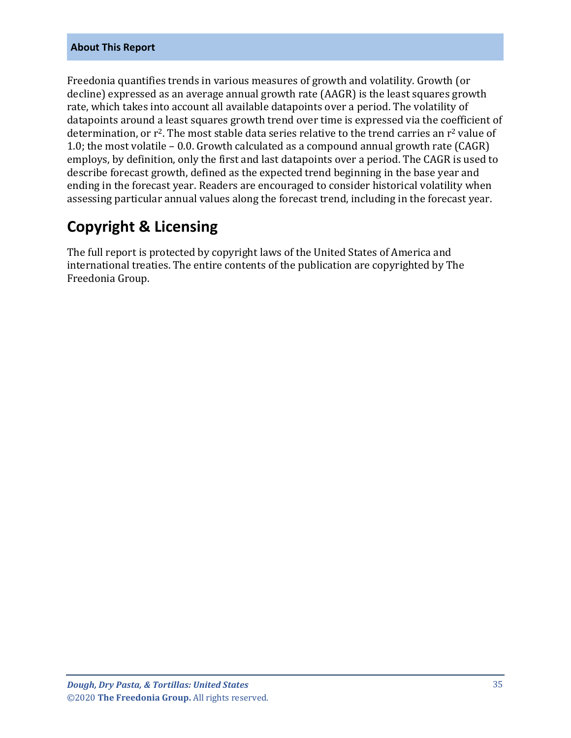**About This Report**

Freedonia quantifies trends in various measures of growth and volatility. Growth (or decline) expressed as an average annual growth rate (AAGR) is the least squares growth rate, which takes into account all available datapoints over a period. The volatility of datapoints around a least squares growth trend over time is expressed via the coefficient of determination, or $r^2$. The most stable data series relative to the trend carries an $r^2$ value of 1.0; the most volatile – 0.0. Growth calculated as a compound annual growth rate (CAGR) employs, by definition, only the first and last datapoints over a period. The CAGR is used to describe forecast growth, defined as the expected trend beginning in the base year and ending in the forecast year. Readers are encouraged to consider historical volatility when assessing particular annual values along the forecast trend, including in the forecast year.

## Copyright & Licensing

The full report is protected by copyright laws of the United States of America and international treaties. The entire contents of the publication are copyrighted by The Freedonia Group.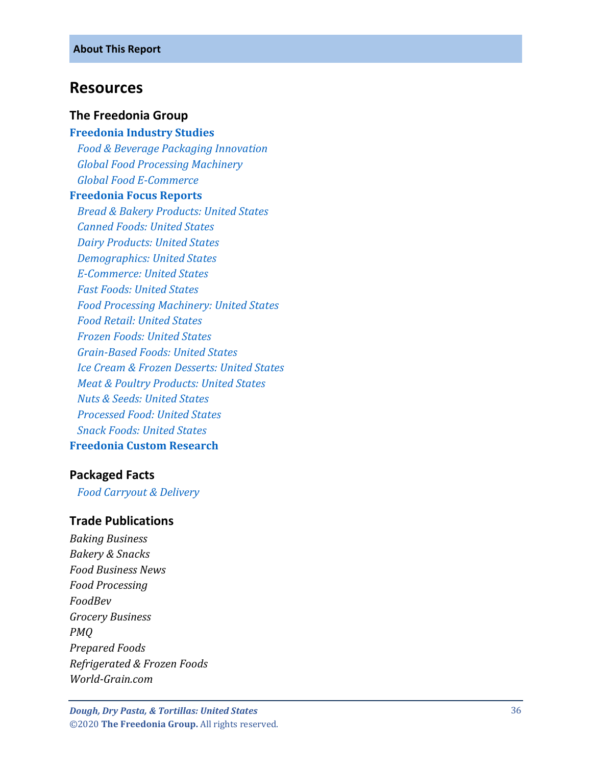## Resources

### The Freedonia Group

**Freedonia Industry Studies**

- *Food & Beverage Packaging Innovation*
- *Global Food Processing Machinery*
- *Global Food E-Commerce*

**Freedonia Focus Reports**

- *Bread & Bakery Products: United States*
- *Canned Foods: United States*
- *Dairy Products: United States*
- *Demographics: United States*
- *E-Commerce: United States*
- *Fast Foods: United States*
- *Food Processing Machinery: United States*
- *Food Retail: United States*
- *Frozen Foods: United States*
- *Grain-Based Foods: United States*
- *Ice Cream & Frozen Desserts: United States*
- *Meat & Poultry Products: United States*
- *Nuts & Seeds: United States*
- *Processed Food: United States*
- *Snack Foods: United States*

**Freedonia Custom Research**

### Packaged Facts

- *Food Carryout & Delivery*

### Trade Publications

*Baking Business*
*Bakery & Snacks*
*Food Business News*
*Food Processing*
*FoodBev*
*Grocery Business*
*PMQ*
*Prepared Foods*
*Refrigerated & Frozen Foods*
*World-Grain.com*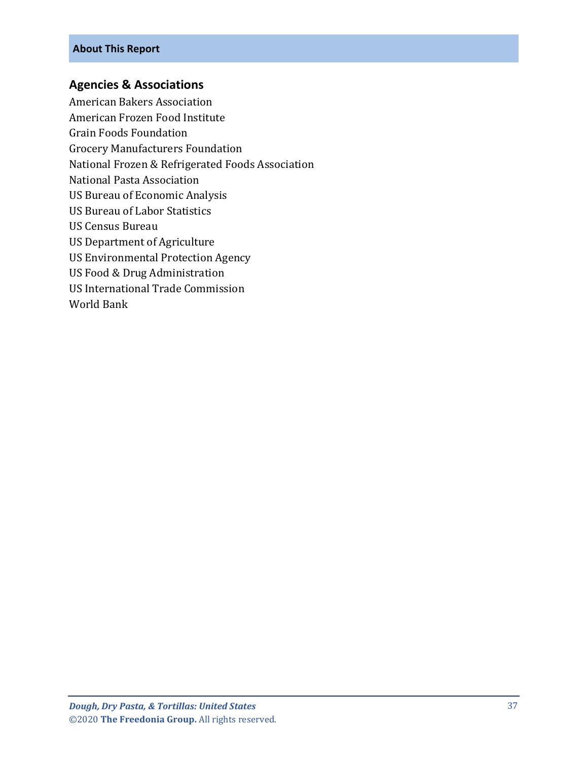## Agencies & Associations

American Bakers Association
American Frozen Food Institute
Grain Foods Foundation
Grocery Manufacturers Foundation
National Frozen & Refrigerated Foods Association
National Pasta Association
US Bureau of Economic Analysis
US Bureau of Labor Statistics
US Census Bureau
US Department of Agriculture
US Environmental Protection Agency
US Food & Drug Administration
US International Trade Commission
World Bank